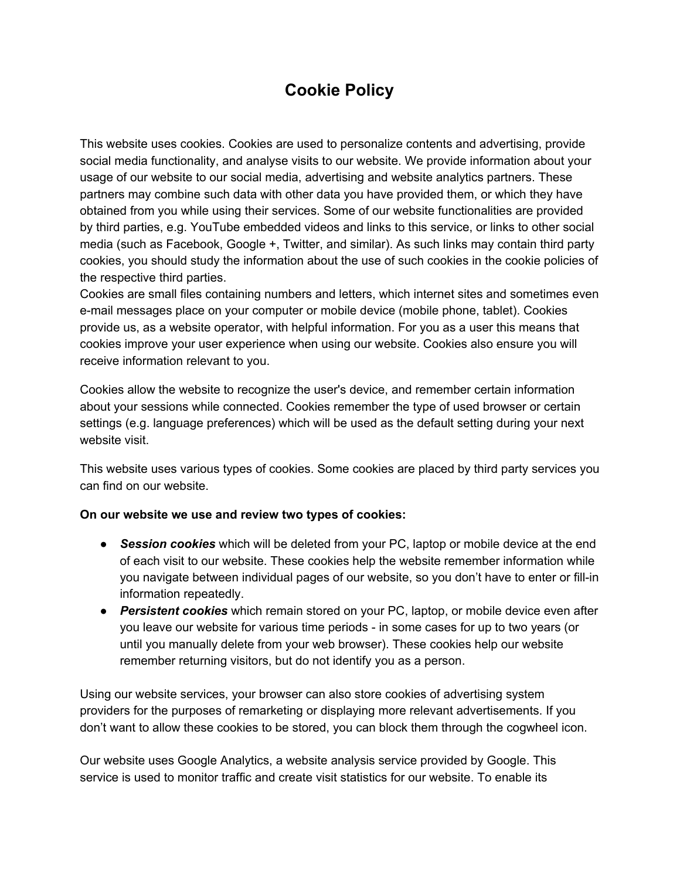# Cookie Policy

This website uses cookies. Cookies are used to personalize contents and advertising, provide social media functionality, and analyse visits to our website. We provide information about your usage of our website to our social media, advertising and website analytics partners. These partners may combine such data with other data you have provided them, or which they have obtained from you while using their services. Some of our website functionalities are provided by third parties, e.g. YouTube embedded videos and links to this service, or links to other social media (such as Facebook, Google +, Twitter, and similar). As such links may contain third party cookies, you should study the information about the use of such cookies in the cookie policies of the respective third parties.
Cookies are small files containing numbers and letters, which internet sites and sometimes even e-mail messages place on your computer or mobile device (mobile phone, tablet). Cookies provide us, as a website operator, with helpful information. For you as a user this means that cookies improve your user experience when using our website. Cookies also ensure you will receive information relevant to you.

Cookies allow the website to recognize the user's device, and remember certain information about your sessions while connected. Cookies remember the type of used browser or certain settings (e.g. language preferences) which will be used as the default setting during your next website visit.

This website uses various types of cookies. Some cookies are placed by third party services you can find on our website.

**On our website we use and review two types of cookies:**

- ***Session cookies*** which will be deleted from your PC, laptop or mobile device at the end of each visit to our website. These cookies help the website remember information while you navigate between individual pages of our website, so you don't have to enter or fill-in information repeatedly.
- ***Persistent cookies*** which remain stored on your PC, laptop, or mobile device even after you leave our website for various time periods - in some cases for up to two years (or until you manually delete from your web browser). These cookies help our website remember returning visitors, but do not identify you as a person.

Using our website services, your browser can also store cookies of advertising system providers for the purposes of remarketing or displaying more relevant advertisements. If you don't want to allow these cookies to be stored, you can block them through the cogwheel icon.

Our website uses Google Analytics, a website analysis service provided by Google. This service is used to monitor traffic and create visit statistics for our website. To enable its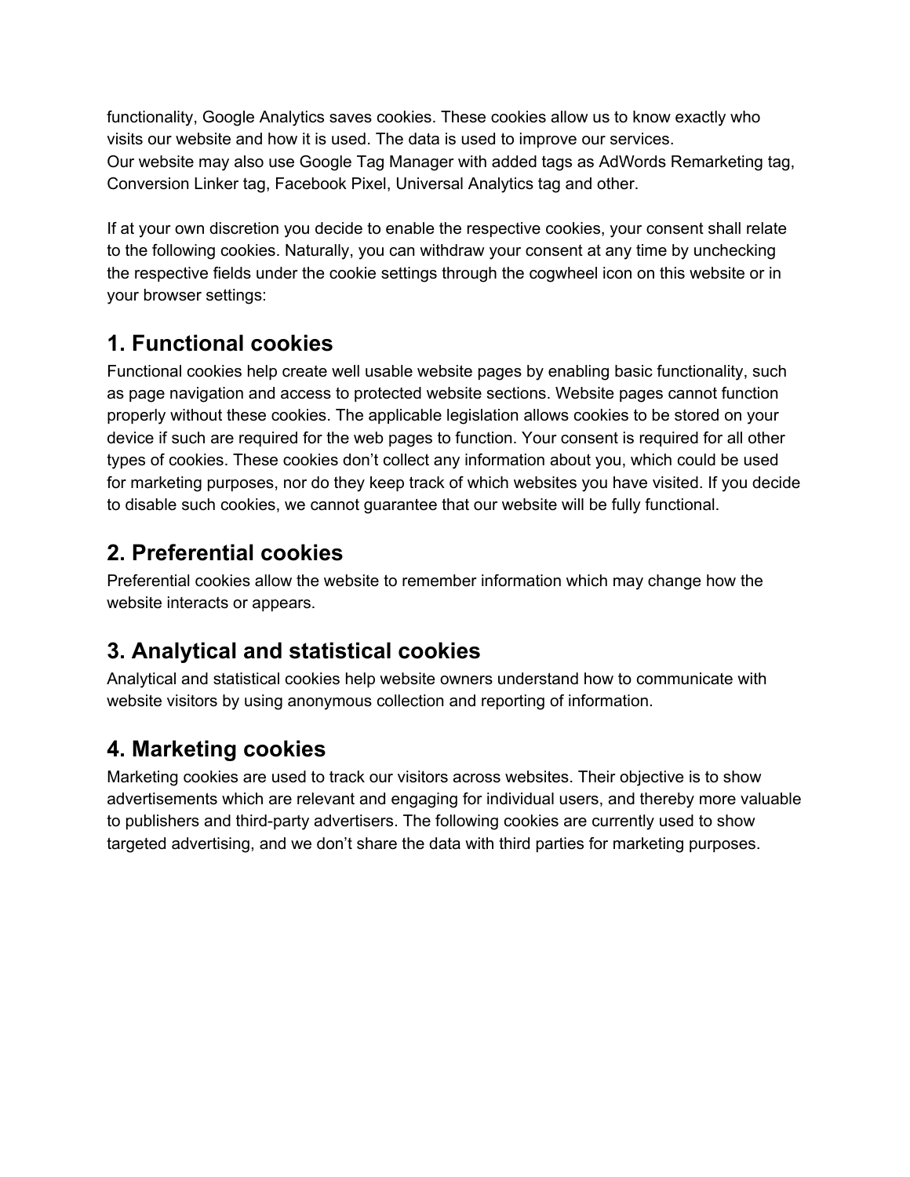functionality, Google Analytics saves cookies. These cookies allow us to know exactly who visits our website and how it is used. The data is used to improve our services.
Our website may also use Google Tag Manager with added tags as AdWords Remarketing tag, Conversion Linker tag, Facebook Pixel, Universal Analytics tag and other.

If at your own discretion you decide to enable the respective cookies, your consent shall relate to the following cookies. Naturally, you can withdraw your consent at any time by unchecking the respective fields under the cookie settings through the cogwheel icon on this website or in your browser settings:

## 1. Functional cookies

Functional cookies help create well usable website pages by enabling basic functionality, such as page navigation and access to protected website sections. Website pages cannot function properly without these cookies. The applicable legislation allows cookies to be stored on your device if such are required for the web pages to function. Your consent is required for all other types of cookies. These cookies don't collect any information about you, which could be used for marketing purposes, nor do they keep track of which websites you have visited. If you decide to disable such cookies, we cannot guarantee that our website will be fully functional.

## 2. Preferential cookies

Preferential cookies allow the website to remember information which may change how the website interacts or appears.

## 3. Analytical and statistical cookies

Analytical and statistical cookies help website owners understand how to communicate with website visitors by using anonymous collection and reporting of information.

## 4. Marketing cookies

Marketing cookies are used to track our visitors across websites. Their objective is to show advertisements which are relevant and engaging for individual users, and thereby more valuable to publishers and third-party advertisers. The following cookies are currently used to show targeted advertising, and we don't share the data with third parties for marketing purposes.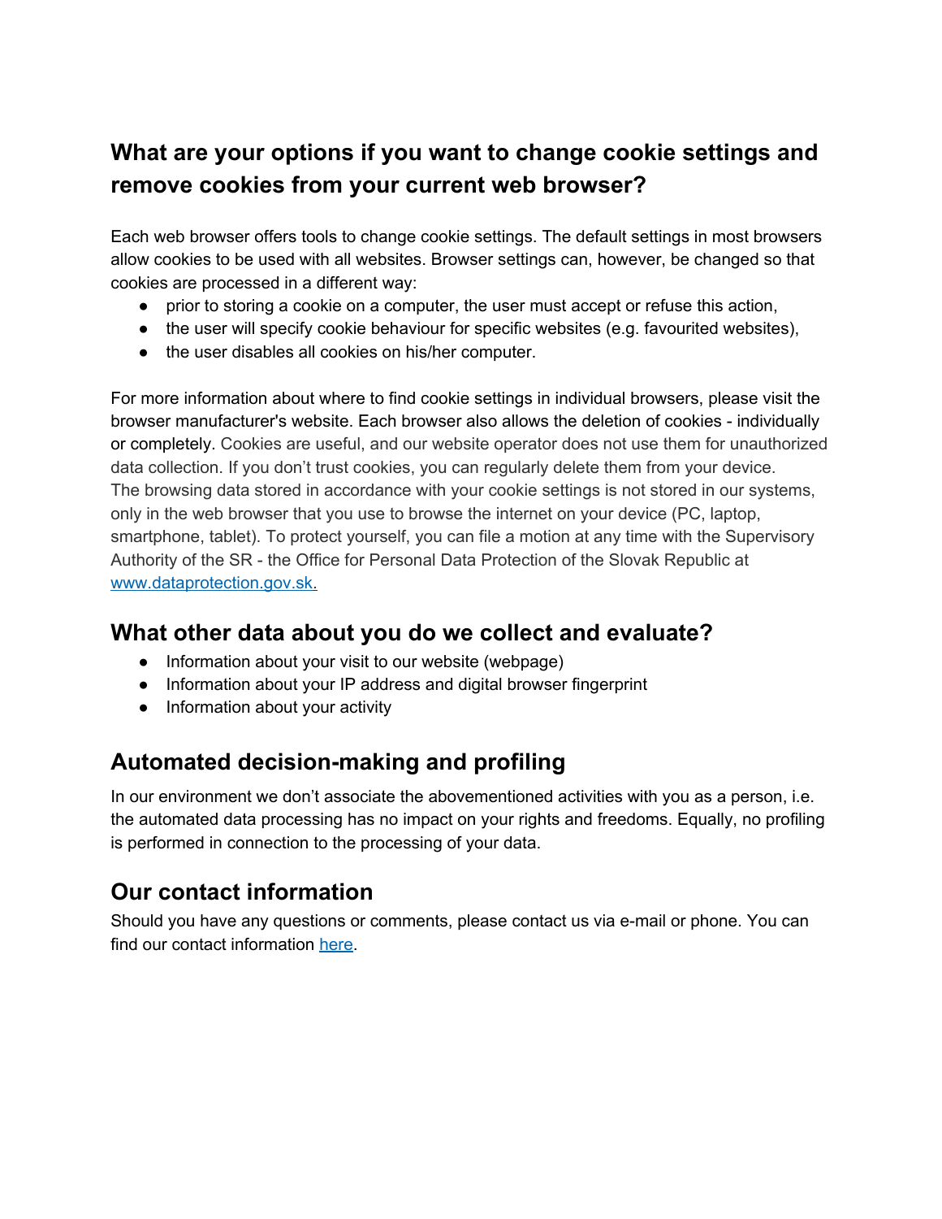## What are your options if you want to change cookie settings and remove cookies from your current web browser?

Each web browser offers tools to change cookie settings. The default settings in most browsers allow cookies to be used with all websites. Browser settings can, however, be changed so that cookies are processed in a different way:

- prior to storing a cookie on a computer, the user must accept or refuse this action,
- the user will specify cookie behaviour for specific websites (e.g. favourited websites),
- the user disables all cookies on his/her computer.

For more information about where to find cookie settings in individual browsers, please visit the browser manufacturer's website. Each browser also allows the deletion of cookies - individually or completely. Cookies are useful, and our website operator does not use them for unauthorized data collection. If you don't trust cookies, you can regularly delete them from your device. The browsing data stored in accordance with your cookie settings is not stored in our systems, only in the web browser that you use to browse the internet on your device (PC, laptop, smartphone, tablet). To protect yourself, you can file a motion at any time with the Supervisory Authority of the SR - the Office for Personal Data Protection of the Slovak Republic at [www.dataprotection.gov.sk](http://www.dataprotection.gov.sk).

## What other data about you do we collect and evaluate?

- Information about your visit to our website (webpage)
- Information about your IP address and digital browser fingerprint
- Information about your activity

## Automated decision-making and profiling

In our environment we don't associate the abovementioned activities with you as a person, i.e. the automated data processing has no impact on your rights and freedoms. Equally, no profiling is performed in connection to the processing of your data.

## Our contact information

Should you have any questions or comments, please contact us via e-mail or phone. You can find our contact information here.